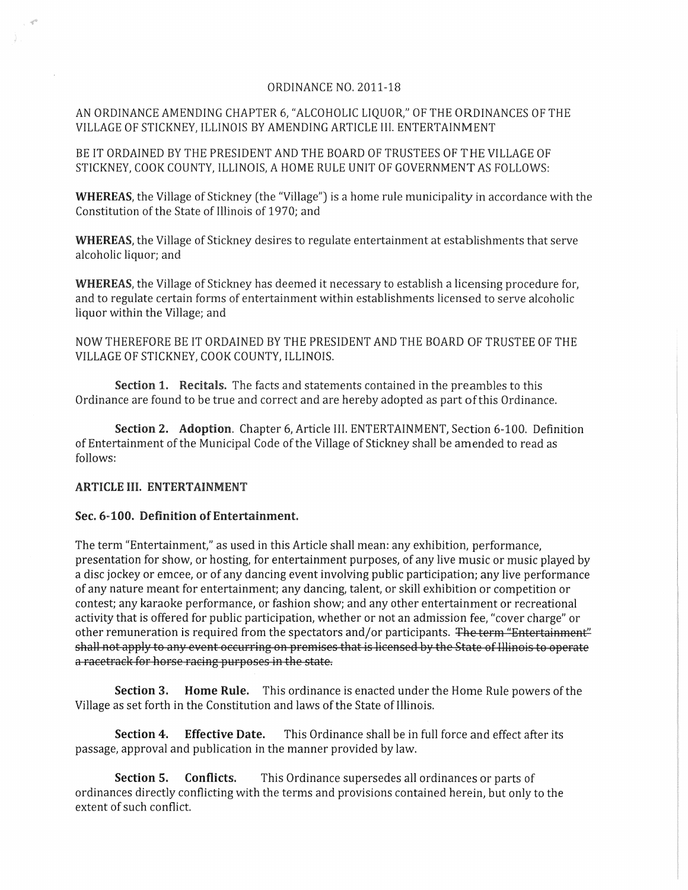ORDINANCE NO. 2011-18

AN ORDINANCE AMENDING CHAPTER 6, "ALCOHOLIC LIQUOR," OF THE ORDINANCES OF THE VILLAGE OF STICKNEY, ILLINOIS BY AMENDING ARTICLE III. ENTERTAINMENT

BE IT ORDAINED BY THE PRESIDENT AND THE BOARD OF TRUSTEES OF THE VILLAGE OF STICKNEY, COOK COUNTY, ILLINOIS, A HOME RULE UNIT OF GOVERNMENT AS FOLLOWS:

**WHEREAS**, the Village of Stickney (the "Village") is a home rule municipality in accordance with the Constitution of the State of Illinois of 1970; and

**WHEREAS**, the Village of Stickney desires to regulate entertainment at establishments that serve alcoholic liquor; and

**WHEREAS**, the Village of Stickney has deemed it necessary to establish a licensing procedure for, and to regulate certain forms of entertainment within establishments licensed to serve alcoholic liquor within the Village; and

NOW THEREFORE BE IT ORDAINED BY THE PRESIDENT AND THE BOARD OF TRUSTEE OF THE VILLAGE OF STICKNEY, COOK COUNTY, ILLINOIS.

**Section 1. Recitals.** The facts and statements contained in the preambles to this Ordinance are found to be true and correct and are hereby adopted as part of this Ordinance.

**Section 2. Adoption**. Chapter 6, Article III. ENTERTAINMENT, Section 6-100. Definition of Entertainment of the Municipal Code of the Village of Stickney shall be amended to read as follows:

**ARTICLE III. ENTERTAINMENT**

**Sec. 6-100. Definition of Entertainment.**

The term "Entertainment," as used in this Article shall mean: any exhibition, performance, presentation for show, or hosting, for entertainment purposes, of any live music or music played by a disc jockey or emcee, or of any dancing event involving public participation; any live performance of any nature meant for entertainment; any dancing, talent, or skill exhibition or competition or contest; any karaoke performance, or fashion show; and any other entertainment or recreational activity that is offered for public participation, whether or not an admission fee, "cover charge" or other remuneration is required from the spectators and/or participants. ~~The term "Entertainment" shall not apply to any event occurring on premises that is licensed by the State of Illinois to operate a racetrack for horse racing purposes in the state.~~

**Section 3. Home Rule.** This ordinance is enacted under the Home Rule powers of the Village as set forth in the Constitution and laws of the State of Illinois.

**Section 4. Effective Date.** This Ordinance shall be in full force and effect after its passage, approval and publication in the manner provided by law.

**Section 5. Conflicts.** This Ordinance supersedes all ordinances or parts of ordinances directly conflicting with the terms and provisions contained herein, but only to the extent of such conflict.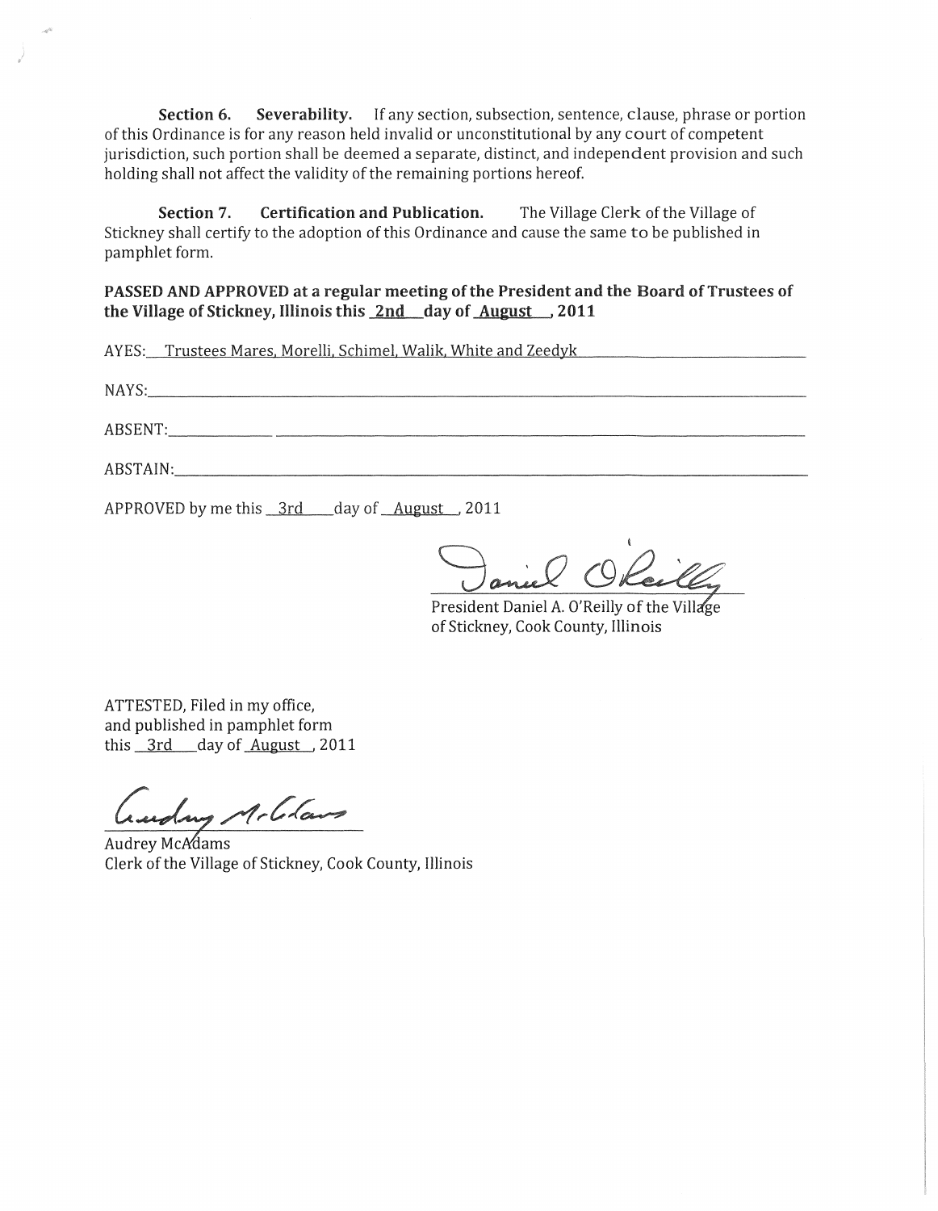**Section 6. Severability.** If any section, subsection, sentence, clause, phrase or portion of this Ordinance is for any reason held invalid or unconstitutional by any court of competent jurisdiction, such portion shall be deemed a separate, distinct, and independent provision and such holding shall not affect the validity of the remaining portions hereof.

**Section 7. Certification and Publication.** The Village Clerk of the Village of Stickney shall certify to the adoption of this Ordinance and cause the same to be published in pamphlet form.

**PASSED AND APPROVED at a regular meeting of the President and the Board of Trustees of the Village of Stickney, Illinois this 2nd day of August , 2011**

AYES: Trustees Mares, Morelli, Schimel, Walik, White and Zeedyk

NAYS:

ABSENT:

ABSTAIN:

APPROVED by me this 3rd day of August , 2011

President Daniel A. O'Reilly of the Village of Stickney, Cook County, Illinois

ATTESTED, Filed in my office, and published in pamphlet form this 3rd day of August , 2011

Audrey McAdams
Clerk of the Village of Stickney, Cook County, Illinois